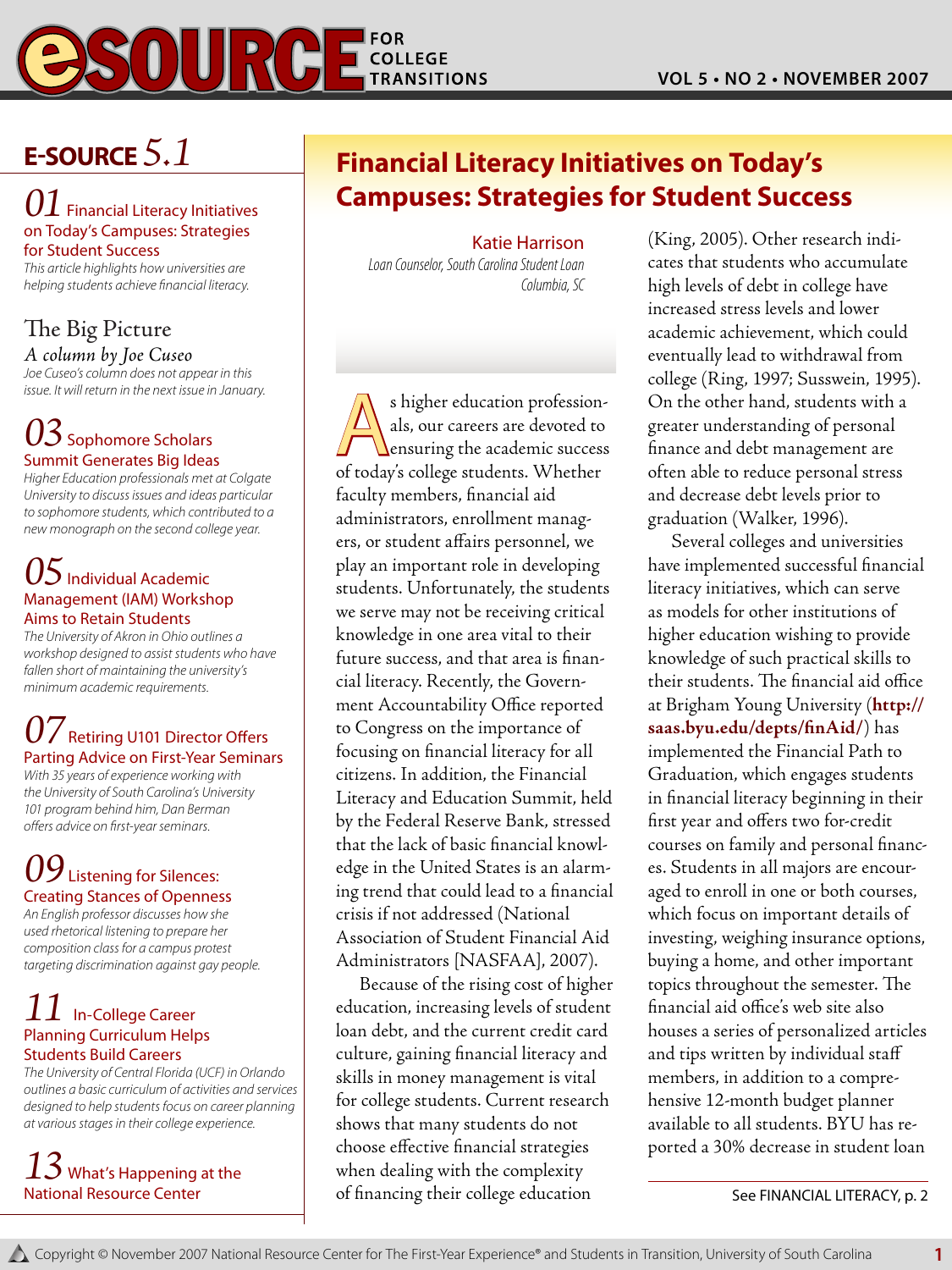# E-SOURCE 5.1

## 01 Financial Literacy Initiatives on Today's Campuses: Strategies for Student Success

*This article highlights how universities are helping students achieve financial literacy.*

## The Big Picture

*A column by Joe Cuseo*

*Joe Cuseo's column does not appear in this issue. It will return in the next issue in January.*

## 03 Sophomore Scholars Summit Generates Big Ideas

*Higher Education professionals met at Colgate University to discuss issues and ideas particular to sophomore students, which contributed to a new monograph on the second college year.*

## 05 Individual Academic Management (IAM) Workshop Aims to Retain Students

*The University of Akron in Ohio outlines a workshop designed to assist students who have fallen short of maintaining the university's minimum academic requirements.*

## 07 Retiring U101 Director Offers Parting Advice on First-Year Seminars

*With 35 years of experience working with the University of South Carolina's University 101 program behind him, Dan Berman offers advice on first-year seminars.*

## 09 Listening for Silences: Creating Stances of Openness

*An English professor discusses how she used rhetorical listening to prepare her composition class for a campus protest targeting discrimination against gay people.*

## 11 In-College Career Planning Curriculum Helps Students Build Careers

*The University of Central Florida (UCF) in Orlando outlines a basic curriculum of activities and services designed to help students focus on career planning at various stages in their college experience.*

## 13 What's Happening at the National Resource Center

# Financial Literacy Initiatives on Today's Campuses: Strategies for Student Success

Katie Harrison
*Loan Counselor, South Carolina Student Loan*
*Columbia, SC*

As higher education professionals, our careers are devoted to ensuring the academic success of today's college students. Whether faculty members, financial aid administrators, enrollment managers, or student affairs personnel, we play an important role in developing students. Unfortunately, the students we serve may not be receiving critical knowledge in one area vital to their future success, and that area is financial literacy. Recently, the Government Accountability Office reported to Congress on the importance of focusing on financial literacy for all citizens. In addition, the Financial Literacy and Education Summit, held by the Federal Reserve Bank, stressed that the lack of basic financial knowledge in the United States is an alarming trend that could lead to a financial crisis if not addressed (National Association of Student Financial Aid Administrators [NASFAA], 2007).

Because of the rising cost of higher education, increasing levels of student loan debt, and the current credit card culture, gaining financial literacy and skills in money management is vital for college students. Current research shows that many students do not choose effective financial strategies when dealing with the complexity of financing their college education (King, 2005). Other research indicates that students who accumulate high levels of debt in college have increased stress levels and lower academic achievement, which could eventually lead to withdrawal from college (Ring, 1997; Susswein, 1995). On the other hand, students with a greater understanding of personal finance and debt management are often able to reduce personal stress and decrease debt levels prior to graduation (Walker, 1996).

Several colleges and universities have implemented successful financial literacy initiatives, which can serve as models for other institutions of higher education wishing to provide knowledge of such practical skills to their students. The financial aid office at Brigham Young University (**http://saas.byu.edu/depts/finAid/**) has implemented the Financial Path to Graduation, which engages students in financial literacy beginning in their first year and offers two for-credit courses on family and personal finances. Students in all majors are encouraged to enroll in one or both courses, which focus on important details of investing, weighing insurance options, buying a home, and other important topics throughout the semester. The financial aid office's web site also houses a series of personalized articles and tips written by individual staff members, in addition to a comprehensive 12-month budget planner available to all students. BYU has reported a 30% decrease in student loan

See FINANCIAL LITERACY, p. 2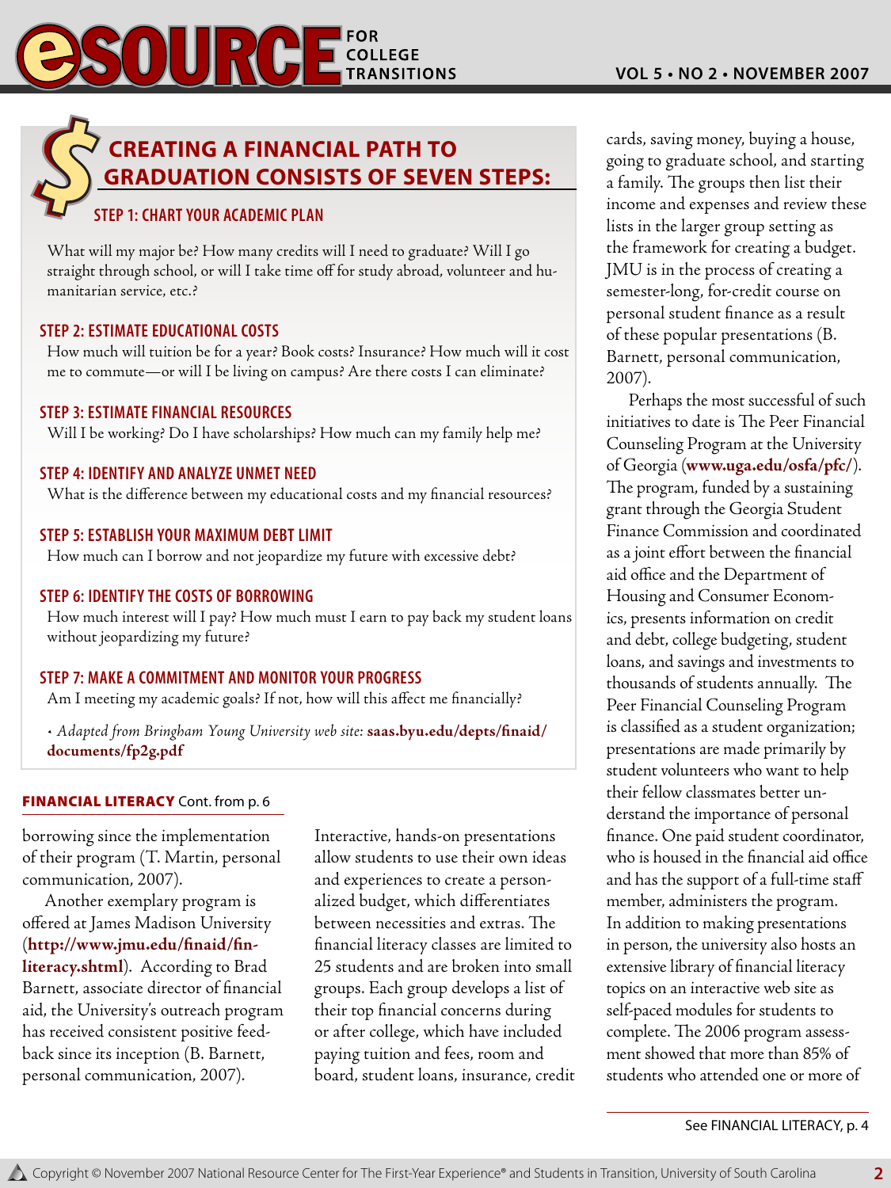## CREATING A FINANCIAL PATH TO GRADUATION CONSISTS OF SEVEN STEPS:

### STEP 1: CHART YOUR ACADEMIC PLAN

What will my major be? How many credits will I need to graduate? Will I go straight through school, or will I take time off for study abroad, volunteer and humanitarian service, etc.?

### STEP 2: ESTIMATE EDUCATIONAL COSTS

How much will tuition be for a year? Book costs? Insurance? How much will it cost me to commute—or will I be living on campus? Are there costs I can eliminate?

### STEP 3: ESTIMATE FINANCIAL RESOURCES

Will I be working? Do I have scholarships? How much can my family help me?

### STEP 4: IDENTIFY AND ANALYZE UNMET NEED

What is the difference between my educational costs and my financial resources?

### STEP 5: ESTABLISH YOUR MAXIMUM DEBT LIMIT

How much can I borrow and not jeopardize my future with excessive debt?

### STEP 6: IDENTIFY THE COSTS OF BORROWING

How much interest will I pay? How much must I earn to pay back my student loans without jeopardizing my future?

### STEP 7: MAKE A COMMITMENT AND MONITOR YOUR PROGRESS

Am I meeting my academic goals? If not, how will this affect me financially?

• *Adapted from Bringham Young University web site:* **saas.byu.edu/depts/finaid/documents/fp2g.pdf**

**FINANCIAL LITERACY** Cont. from p. 6

borrowing since the implementation of their program (T. Martin, personal communication, 2007).

Another exemplary program is offered at James Madison University (**http://www.jmu.edu/finaid/finliteracy.shtml**). According to Brad Barnett, associate director of financial aid, the University's outreach program has received consistent positive feedback since its inception (B. Barnett, personal communication, 2007). Interactive, hands-on presentations allow students to use their own ideas and experiences to create a personalized budget, which differentiates between necessities and extras. The financial literacy classes are limited to 25 students and are broken into small groups. Each group develops a list of their top financial concerns during or after college, which have included paying tuition and fees, room and board, student loans, insurance, credit cards, saving money, buying a house, going to graduate school, and starting a family. The groups then list their income and expenses and review these lists in the larger group setting as the framework for creating a budget. JMU is in the process of creating a semester-long, for-credit course on personal student finance as a result of these popular presentations (B. Barnett, personal communication, 2007).

Perhaps the most successful of such initiatives to date is The Peer Financial Counseling Program at the University of Georgia (**www.uga.edu/osfa/pfc/**). The program, funded by a sustaining grant through the Georgia Student Finance Commission and coordinated as a joint effort between the financial aid office and the Department of Housing and Consumer Economics, presents information on credit and debt, college budgeting, student loans, and savings and investments to thousands of students annually. The Peer Financial Counseling Program is classified as a student organization; presentations are made primarily by student volunteers who want to help their fellow classmates better understand the importance of personal finance. One paid student coordinator, who is housed in the financial aid office and has the support of a full-time staff member, administers the program. In addition to making presentations in person, the university also hosts an extensive library of financial literacy topics on an interactive web site as self-paced modules for students to complete. The 2006 program assessment showed that more than 85% of students who attended one or more of

See FINANCIAL LITERACY, p. 4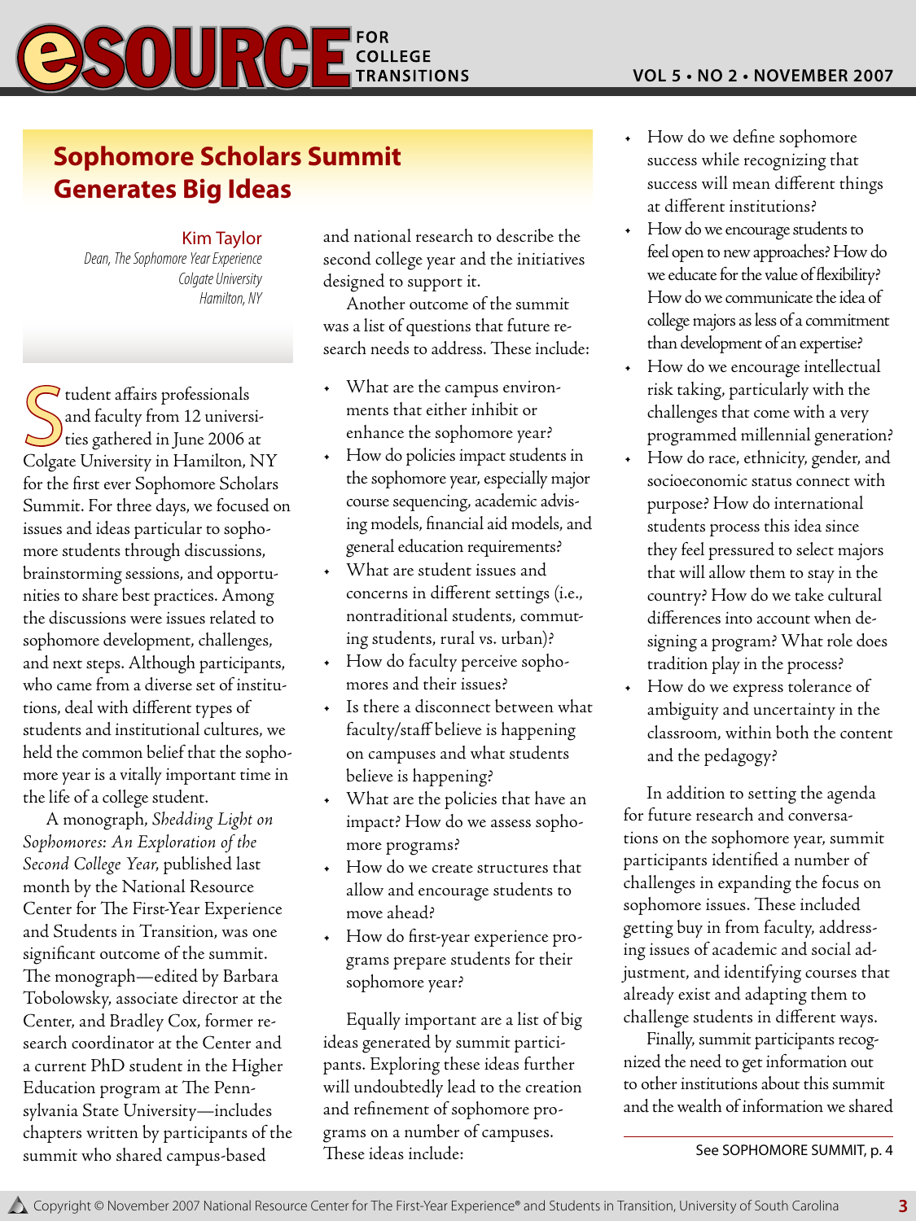# Sophomore Scholars Summit Generates Big Ideas

Kim Taylor
*Dean, The Sophomore Year Experience*
*Colgate University*
*Hamilton, NY*

Student affairs professionals and faculty from 12 universities gathered in June 2006 at Colgate University in Hamilton, NY for the first ever Sophomore Scholars Summit. For three days, we focused on issues and ideas particular to sophomore students through discussions, brainstorming sessions, and opportunities to share best practices. Among the discussions were issues related to sophomore development, challenges, and next steps. Although participants, who came from a diverse set of institutions, deal with different types of students and institutional cultures, we held the common belief that the sophomore year is a vitally important time in the life of a college student.

A monograph, *Shedding Light on Sophomores: An Exploration of the Second College Year*, published last month by the National Resource Center for The First-Year Experience and Students in Transition, was one significant outcome of the summit. The monograph—edited by Barbara Tobolowsky, associate director at the Center, and Bradley Cox, former research coordinator at the Center and a current PhD student in the Higher Education program at The Pennsylvania State University—includes chapters written by participants of the summit who shared campus-based and national research to describe the second college year and the initiatives designed to support it.

Another outcome of the summit was a list of questions that future research needs to address. These include:

- What are the campus environments that either inhibit or enhance the sophomore year?
- How do policies impact students in the sophomore year, especially major course sequencing, academic advising models, financial aid models, and general education requirements?
- What are student issues and concerns in different settings (i.e., nontraditional students, commuting students, rural vs. urban)?
- How do faculty perceive sophomores and their issues?
- Is there a disconnect between what faculty/staff believe is happening on campuses and what students believe is happening?
- What are the policies that have an impact? How do we assess sophomore programs?
- How do we create structures that allow and encourage students to move ahead?
- How do first-year experience programs prepare students for their sophomore year?

Equally important are a list of big ideas generated by summit participants. Exploring these ideas further will undoubtedly lead to the creation and refinement of sophomore programs on a number of campuses. These ideas include:

- How do we define sophomore success while recognizing that success will mean different things at different institutions?
- How do we encourage students to feel open to new approaches? How do we educate for the value of flexibility? How do we communicate the idea of college majors as less of a commitment than development of an expertise?
- How do we encourage intellectual risk taking, particularly with the challenges that come with a very programmed millennial generation?
- How do race, ethnicity, gender, and socioeconomic status connect with purpose? How do international students process this idea since they feel pressured to select majors that will allow them to stay in the country? How do we take cultural differences into account when designing a program? What role does tradition play in the process?
- How do we express tolerance of ambiguity and uncertainty in the classroom, within both the content and the pedagogy?

In addition to setting the agenda for future research and conversations on the sophomore year, summit participants identified a number of challenges in expanding the focus on sophomore issues. These included getting buy in from faculty, addressing issues of academic and social adjustment, and identifying courses that already exist and adapting them to challenge students in different ways.

Finally, summit participants recognized the need to get information out to other institutions about this summit and the wealth of information we shared

See SOPHOMORE SUMMIT, p. 4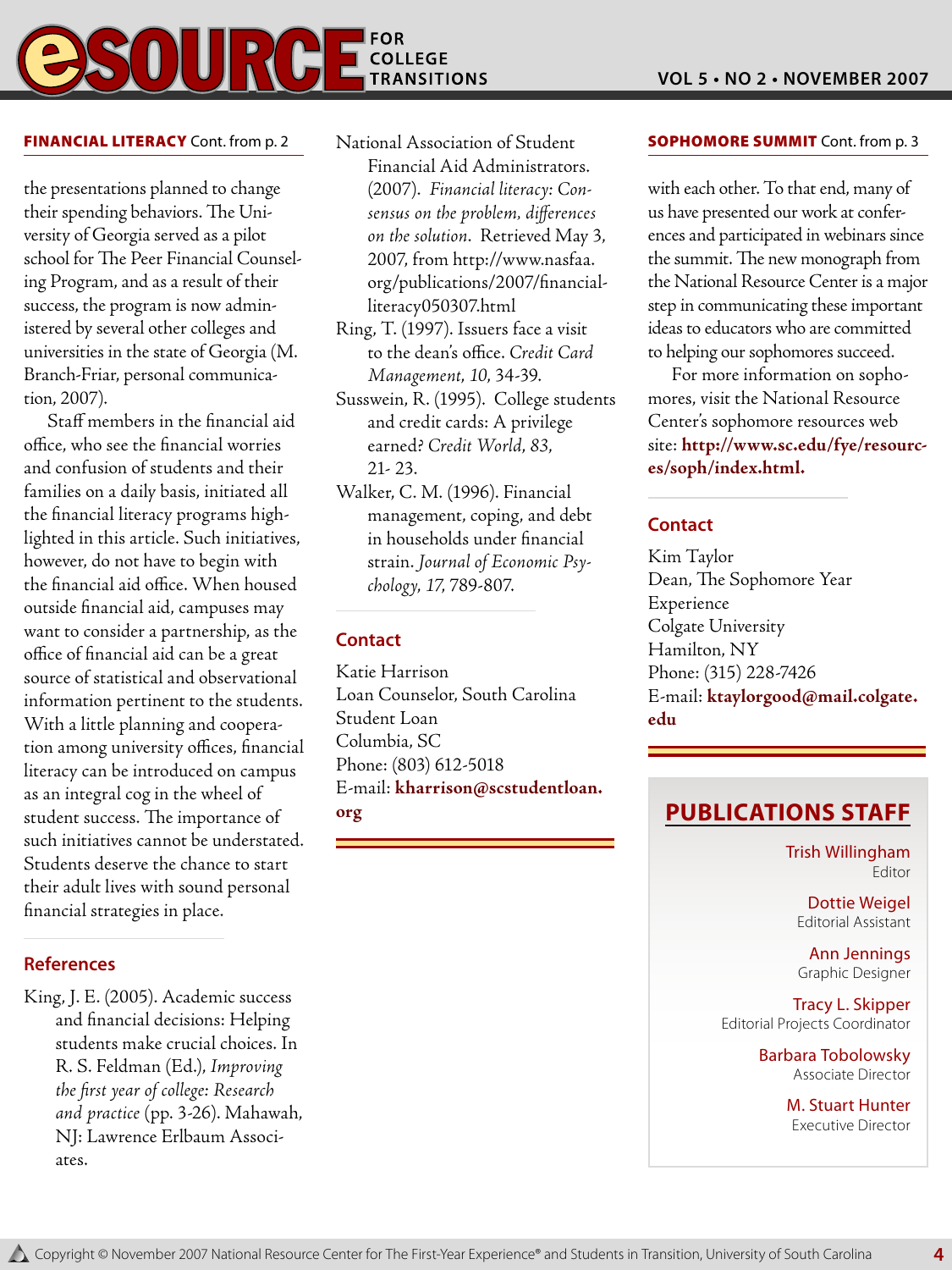**FINANCIAL LITERACY** Cont. from p. 2

the presentations planned to change their spending behaviors. The University of Georgia served as a pilot school for The Peer Financial Counseling Program, and as a result of their success, the program is now administered by several other colleges and universities in the state of Georgia (M. Branch-Friar, personal communication, 2007).

Staff members in the financial aid office, who see the financial worries and confusion of students and their families on a daily basis, initiated all the financial literacy programs highlighted in this article. Such initiatives, however, do not have to begin with the financial aid office. When housed outside financial aid, campuses may want to consider a partnership, as the office of financial aid can be a great source of statistical and observational information pertinent to the students. With a little planning and cooperation among university offices, financial literacy can be introduced on campus as an integral cog in the wheel of student success. The importance of such initiatives cannot be understated. Students deserve the chance to start their adult lives with sound personal financial strategies in place.

## References

King, J. E. (2005). Academic success and financial decisions: Helping students make crucial choices. In R. S. Feldman (Ed.), *Improving the first year of college: Research and practice* (pp. 3-26). Mahawah, NJ: Lawrence Erlbaum Associates.

National Association of Student Financial Aid Administrators. (2007). *Financial literacy: Consensus on the problem, differences on the solution.* Retrieved May 3, 2007, from http://www.nasfaa.org/publications/2007/financialliteracy050307.html

Ring, T. (1997). Issuers face a visit to the dean's office. *Credit Card Management, 10*, 34-39.

Susswein, R. (1995). College students and credit cards: A privilege earned? *Credit World, 83*, 21- 23.

Walker, C. M. (1996). Financial management, coping, and debt in households under financial strain. *Journal of Economic Psychology, 17*, 789-807.

## Contact

Katie Harrison
Loan Counselor, South Carolina Student Loan
Columbia, SC
Phone: (803) 612-5018
E-mail: **kharrison@scstudentloan.org**

**SOPHOMORE SUMMIT** Cont. from p. 3

with each other. To that end, many of us have presented our work at conferences and participated in webinars since the summit. The new monograph from the National Resource Center is a major step in communicating these important ideas to educators who are committed to helping our sophomores succeed.

For more information on sophomores, visit the National Resource Center's sophomore resources web site: **http://www.sc.edu/fye/resources/soph/index.html.**

## Contact

Kim Taylor
Dean, The Sophomore Year Experience
Colgate University
Hamilton, NY
Phone: (315) 228-7426
E-mail: **ktaylorgood@mail.colgate.edu**

## PUBLICATIONS STAFF

Trish Willingham
Editor

Dottie Weigel
Editorial Assistant

Ann Jennings
Graphic Designer

Tracy L. Skipper
Editorial Projects Coordinator

Barbara Tobolowsky
Associate Director

M. Stuart Hunter
Executive Director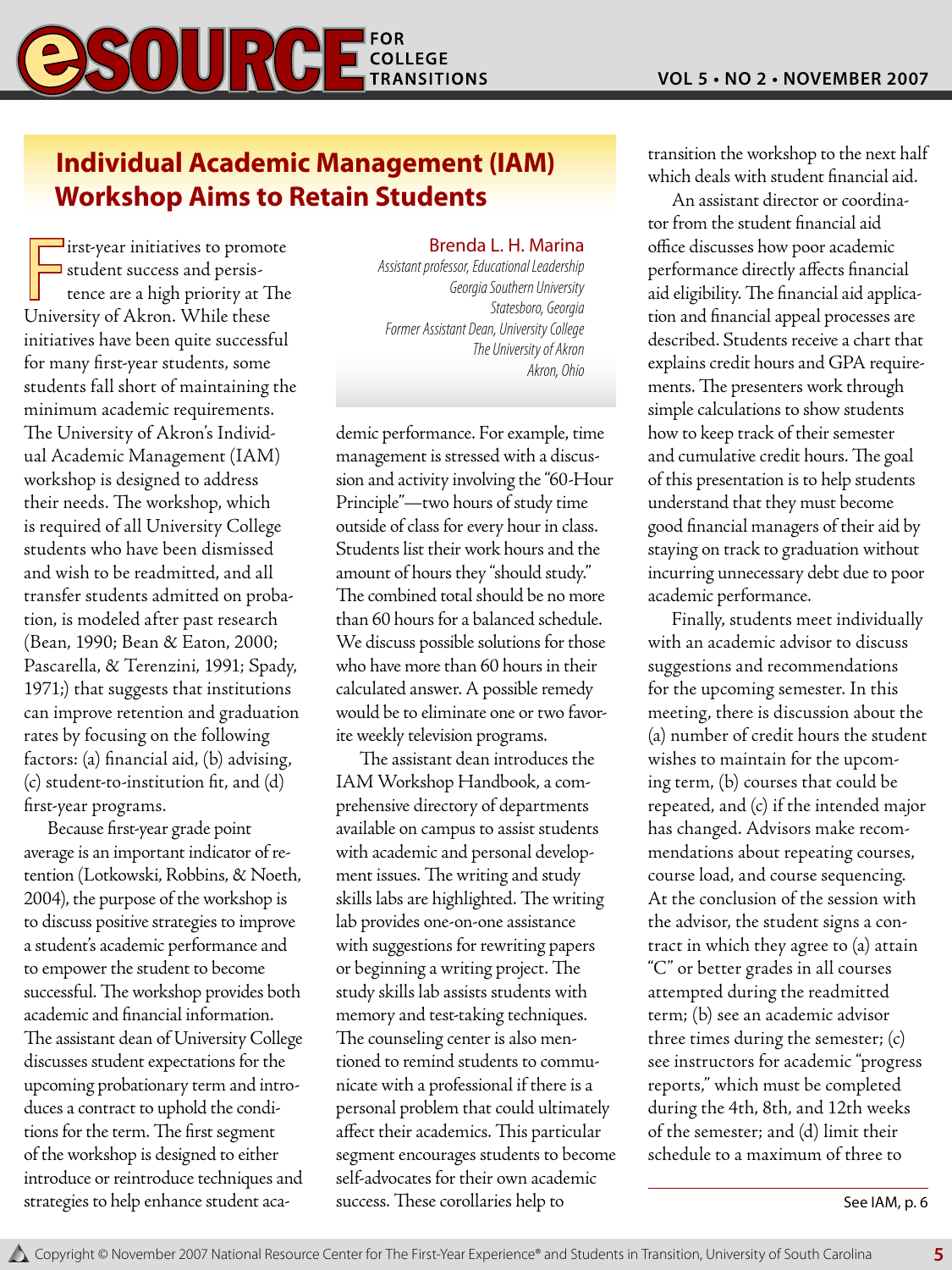## Individual Academic Management (IAM) Workshop Aims to Retain Students

**Brenda L. H. Marina**
*Assistant professor, Educational Leadership*
*Georgia Southern University*
*Statesboro, Georgia*
*Former Assistant Dean, University College*
*The University of Akron*
*Akron, Ohio*

First-year initiatives to promote student success and persistence are a high priority at The University of Akron. While these initiatives have been quite successful for many first-year students, some students fall short of maintaining the minimum academic requirements. The University of Akron's Individual Academic Management (IAM) workshop is designed to address their needs. The workshop, which is required of all University College students who have been dismissed and wish to be readmitted, and all transfer students admitted on probation, is modeled after past research (Bean, 1990; Bean & Eaton, 2000; Pascarella, & Terenzini, 1991; Spady, 1971;) that suggests that institutions can improve retention and graduation rates by focusing on the following factors: (a) financial aid, (b) advising, (c) student-to-institution fit, and (d) first-year programs.

Because first-year grade point average is an important indicator of retention (Lotkowski, Robbins, & Noeth, 2004), the purpose of the workshop is to discuss positive strategies to improve a student's academic performance and to empower the student to become successful. The workshop provides both academic and financial information. The assistant dean of University College discusses student expectations for the upcoming probationary term and introduces a contract to uphold the conditions for the term. The first segment of the workshop is designed to either introduce or reintroduce techniques and strategies to help enhance student academic performance. For example, time management is stressed with a discussion and activity involving the "60-Hour Principle"—two hours of study time outside of class for every hour in class. Students list their work hours and the amount of hours they "should study." The combined total should be no more than 60 hours for a balanced schedule. We discuss possible solutions for those who have more than 60 hours in their calculated answer. A possible remedy would be to eliminate one or two favorite weekly television programs.

The assistant dean introduces the IAM Workshop Handbook, a comprehensive directory of departments available on campus to assist students with academic and personal development issues. The writing and study skills labs are highlighted. The writing lab provides one-on-one assistance with suggestions for rewriting papers or beginning a writing project. The study skills lab assists students with memory and test-taking techniques. The counseling center is also mentioned to remind students to communicate with a professional if there is a personal problem that could ultimately affect their academics. This particular segment encourages students to become self-advocates for their own academic success. These corollaries help to transition the workshop to the next half which deals with student financial aid.

An assistant director or coordinator from the student financial aid office discusses how poor academic performance directly affects financial aid eligibility. The financial aid application and financial appeal processes are described. Students receive a chart that explains credit hours and GPA requirements. The presenters work through simple calculations to show students how to keep track of their semester and cumulative credit hours. The goal of this presentation is to help students understand that they must become good financial managers of their aid by staying on track to graduation without incurring unnecessary debt due to poor academic performance.

Finally, students meet individually with an academic advisor to discuss suggestions and recommendations for the upcoming semester. In this meeting, there is discussion about the (a) number of credit hours the student wishes to maintain for the upcoming term, (b) courses that could be repeated, and (c) if the intended major has changed. Advisors make recommendations about repeating courses, course load, and course sequencing. At the conclusion of the session with the advisor, the student signs a contract in which they agree to (a) attain "C" or better grades in all courses attempted during the readmitted term; (b) see an academic advisor three times during the semester; (c) see instructors for academic "progress reports," which must be completed during the 4th, 8th, and 12th weeks of the semester; and (d) limit their schedule to a maximum of three to

See IAM, p. 6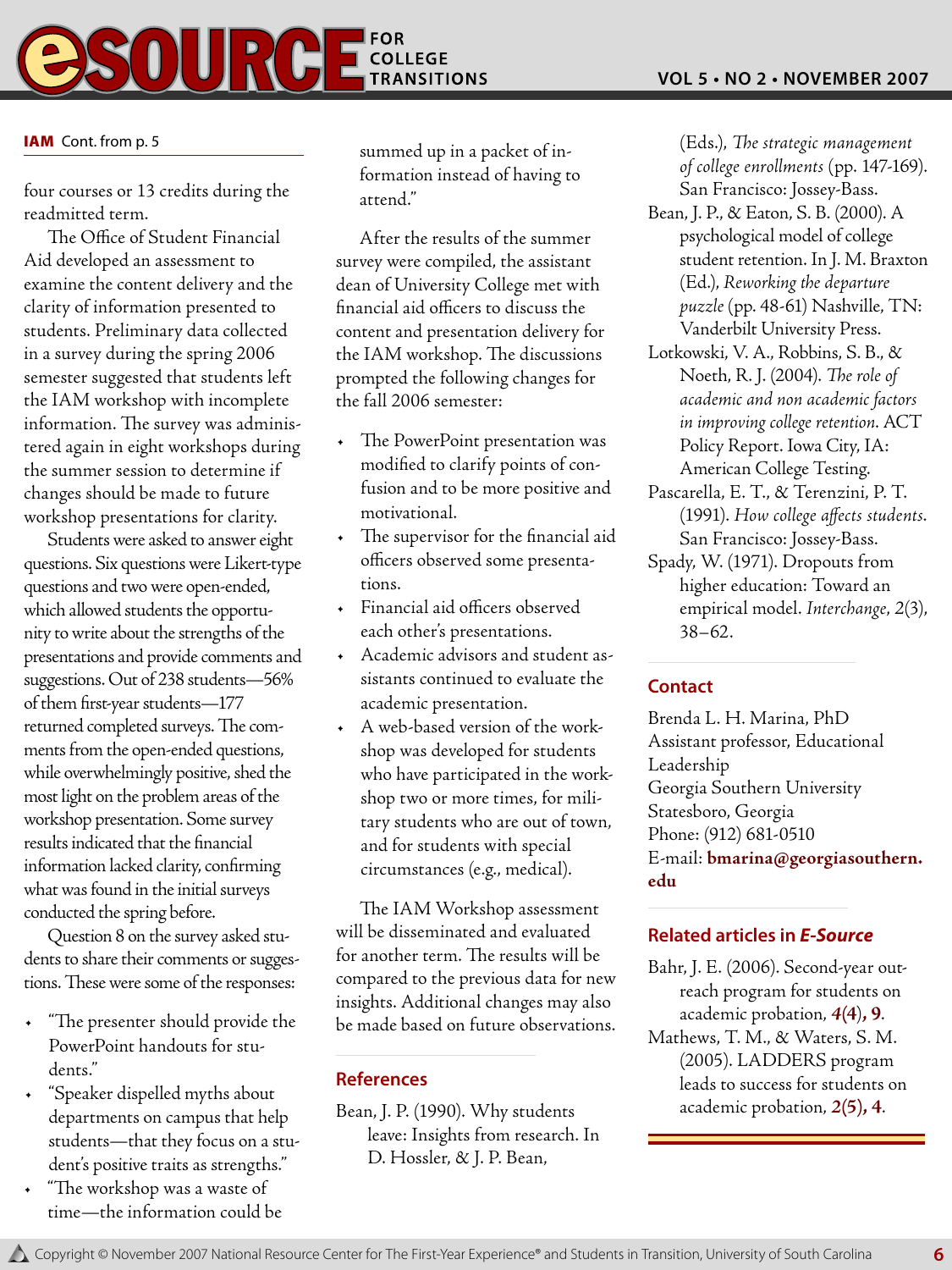**IAM** Cont. from p. 5

four courses or 13 credits during the readmitted term.

The Office of Student Financial Aid developed an assessment to examine the content delivery and the clarity of information presented to students. Preliminary data collected in a survey during the spring 2006 semester suggested that students left the IAM workshop with incomplete information. The survey was administered again in eight workshops during the summer session to determine if changes should be made to future workshop presentations for clarity.

Students were asked to answer eight questions. Six questions were Likert-type questions and two were open-ended, which allowed students the opportunity to write about the strengths of the presentations and provide comments and suggestions. Out of 238 students—56% of them first-year students—177 returned completed surveys. The comments from the open-ended questions, while overwhelmingly positive, shed the most light on the problem areas of the workshop presentation. Some survey results indicated that the financial information lacked clarity, confirming what was found in the initial surveys conducted the spring before.

Question 8 on the survey asked students to share their comments or suggestions. These were some of the responses:

- "The presenter should provide the PowerPoint handouts for students."
- "Speaker dispelled myths about departments on campus that help students—that they focus on a student's positive traits as strengths."
- "The workshop was a waste of time—the information could be summed up in a packet of information instead of having to attend."

After the results of the summer survey were compiled, the assistant dean of University College met with financial aid officers to discuss the content and presentation delivery for the IAM workshop. The discussions prompted the following changes for the fall 2006 semester:

- The PowerPoint presentation was modified to clarify points of confusion and to be more positive and motivational.
- The supervisor for the financial aid officers observed some presentations.
- Financial aid officers observed each other's presentations.
- Academic advisors and student assistants continued to evaluate the academic presentation.
- A web-based version of the workshop was developed for students who have participated in the workshop two or more times, for military students who are out of town, and for students with special circumstances (e.g., medical).

The IAM Workshop assessment will be disseminated and evaluated for another term. The results will be compared to the previous data for new insights. Additional changes may also be made based on future observations.

## References

Bean, J. P. (1990). Why students leave: Insights from research. In D. Hossler, & J. P. Bean, (Eds.), *The strategic management of college enrollments* (pp. 147-169). San Francisco: Jossey-Bass.

Bean, J. P., & Eaton, S. B. (2000). A psychological model of college student retention. In J. M. Braxton (Ed.), *Reworking the departure puzzle* (pp. 48-61) Nashville, TN: Vanderbilt University Press.

Lotkowski, V. A., Robbins, S. B., & Noeth, R. J. (2004). *The role of academic and non academic factors in improving college retention*. ACT Policy Report. Iowa City, IA: American College Testing.

Pascarella, E. T., & Terenzini, P. T. (1991). *How college affects students*. San Francisco: Jossey-Bass.

Spady, W. (1971). Dropouts from higher education: Toward an empirical model. *Interchange*, 2(3), 38–62.

## Contact

Brenda L. H. Marina, PhD
Assistant professor, Educational Leadership
Georgia Southern University
Statesboro, Georgia
Phone: (912) 681-0510
E-mail: **bmarina@georgiasouthern.edu**

## Related articles in *E-Source*

Bahr, J. E. (2006). Second-year outreach program for students on academic probation, **4(4)**, **9**.

Mathews, T. M., & Waters, S. M. (2005). LADDERS program leads to success for students on academic probation, **2(5)**, **4**.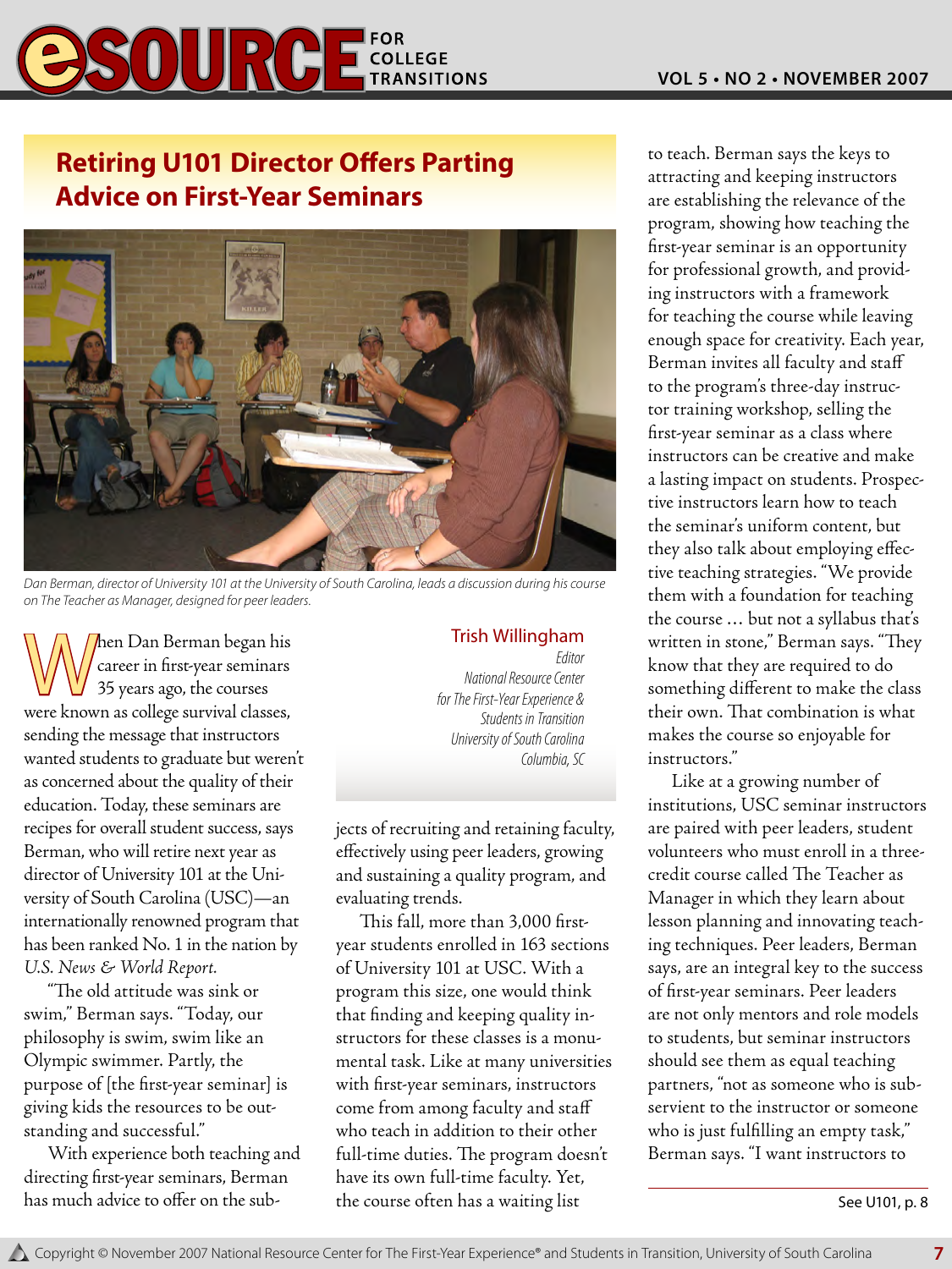# Retiring U101 Director Offers Parting Advice on First-Year Seminars

*Dan Berman, director of University 101 at the University of South Carolina, leads a discussion during his course on The Teacher as Manager, designed for peer leaders.*

**Trish Willingham**
*Editor*
*National Resource Center*
*for The First-Year Experience & Students in Transition*
*University of South Carolina*
*Columbia, SC*

When Dan Berman began his career in first-year seminars 35 years ago, the courses were known as college survival classes, sending the message that instructors wanted students to graduate but weren't as concerned about the quality of their education. Today, these seminars are recipes for overall student success, says Berman, who will retire next year as director of University 101 at the University of South Carolina (USC)—an internationally renowned program that has been ranked No. 1 in the nation by *U.S. News & World Report.*

"The old attitude was sink or swim," Berman says. "Today, our philosophy is swim, swim like an Olympic swimmer. Partly, the purpose of [the first-year seminar] is giving kids the resources to be outstanding and successful."

With experience both teaching and directing first-year seminars, Berman has much advice to offer on the subjects of recruiting and retaining faculty, effectively using peer leaders, growing and sustaining a quality program, and evaluating trends.

This fall, more than 3,000 first-year students enrolled in 163 sections of University 101 at USC. With a program this size, one would think that finding and keeping quality instructors for these classes is a monumental task. Like at many universities with first-year seminars, instructors come from among faculty and staff who teach in addition to their other full-time duties. The program doesn't have its own full-time faculty. Yet, the course often has a waiting list to teach. Berman says the keys to attracting and keeping instructors are establishing the relevance of the program, showing how teaching the first-year seminar is an opportunity for professional growth, and providing instructors with a framework for teaching the course while leaving enough space for creativity. Each year, Berman invites all faculty and staff to the program's three-day instructor training workshop, selling the first-year seminar as a class where instructors can be creative and make a lasting impact on students. Prospective instructors learn how to teach the seminar's uniform content, but they also talk about employing effective teaching strategies. "We provide them with a foundation for teaching the course … but not a syllabus that's written in stone," Berman says. "They know that they are required to do something different to make the class their own. That combination is what makes the course so enjoyable for instructors."

Like at a growing number of institutions, USC seminar instructors are paired with peer leaders, student volunteers who must enroll in a three-credit course called The Teacher as Manager in which they learn about lesson planning and innovating teaching techniques. Peer leaders, Berman says, are an integral key to the success of first-year seminars. Peer leaders are not only mentors and role models to students, but seminar instructors should see them as equal teaching partners, "not as someone who is subservient to the instructor or someone who is just fulfilling an empty task," Berman says. "I want instructors to

See U101, p. 8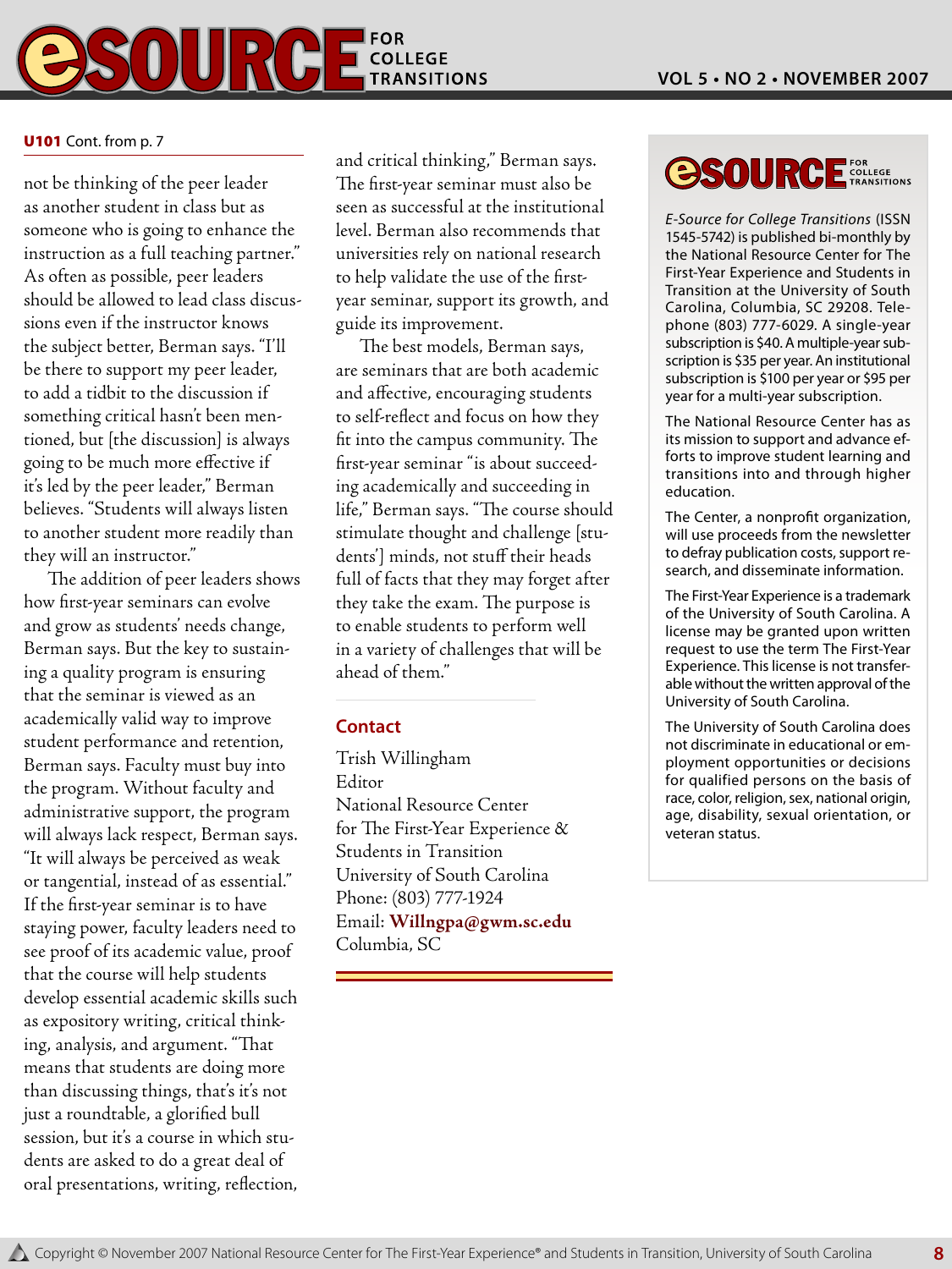**U101** Cont. from p. 7

not be thinking of the peer leader as another student in class but as someone who is going to enhance the instruction as a full teaching partner." As often as possible, peer leaders should be allowed to lead class discussions even if the instructor knows the subject better, Berman says. "I'll be there to support my peer leader, to add a tidbit to the discussion if something critical hasn't been mentioned, but [the discussion] is always going to be much more effective if it's led by the peer leader," Berman believes. "Students will always listen to another student more readily than they will an instructor."

The addition of peer leaders shows how first-year seminars can evolve and grow as students' needs change, Berman says. But the key to sustaining a quality program is ensuring that the seminar is viewed as an academically valid way to improve student performance and retention, Berman says. Faculty must buy into the program. Without faculty and administrative support, the program will always lack respect, Berman says. "It will always be perceived as weak or tangential, instead of as essential." If the first-year seminar is to have staying power, faculty leaders need to see proof of its academic value, proof that the course will help students develop essential academic skills such as expository writing, critical thinking, analysis, and argument. "That means that students are doing more than discussing things, that's it's not just a roundtable, a glorified bull session, but it's a course in which students are asked to do a great deal of oral presentations, writing, reflection, and critical thinking," Berman says. The first-year seminar must also be seen as successful at the institutional level. Berman also recommends that universities rely on national research to help validate the use of the first-year seminar, support its growth, and guide its improvement.

The best models, Berman says, are seminars that are both academic and affective, encouraging students to self-reflect and focus on how they fit into the campus community. The first-year seminar "is about succeeding academically and succeeding in life," Berman says. "The course should stimulate thought and challenge [students'] minds, not stuff their heads full of facts that they may forget after they take the exam. The purpose is to enable students to perform well in a variety of challenges that will be ahead of them."

## Contact

Trish Willingham
Editor
National Resource Center
for The First-Year Experience &
Students in Transition
University of South Carolina
Phone: (803) 777-1924
Email: **Willngpa@gwm.sc.edu**
Columbia, SC

---

*E-Source for College Transitions* (ISSN 1545-5742) is published bi-monthly by the National Resource Center for The First-Year Experience and Students in Transition at the University of South Carolina, Columbia, SC 29208. Telephone (803) 777-6029. A single-year subscription is $40. A multiple-year subscription is $35 per year. An institutional subscription is $100 per year or $95 per year for a multi-year subscription.

The National Resource Center has as its mission to support and advance efforts to improve student learning and transitions into and through higher education.

The Center, a nonprofit organization, will use proceeds from the newsletter to defray publication costs, support research, and disseminate information.

The First-Year Experience is a trademark of the University of South Carolina. A license may be granted upon written request to use the term The First-Year Experience. This license is not transferable without the written approval of the University of South Carolina.

The University of South Carolina does not discriminate in educational or employment opportunities or decisions for qualified persons on the basis of race, color, religion, sex, national origin, age, disability, sexual orientation, or veteran status.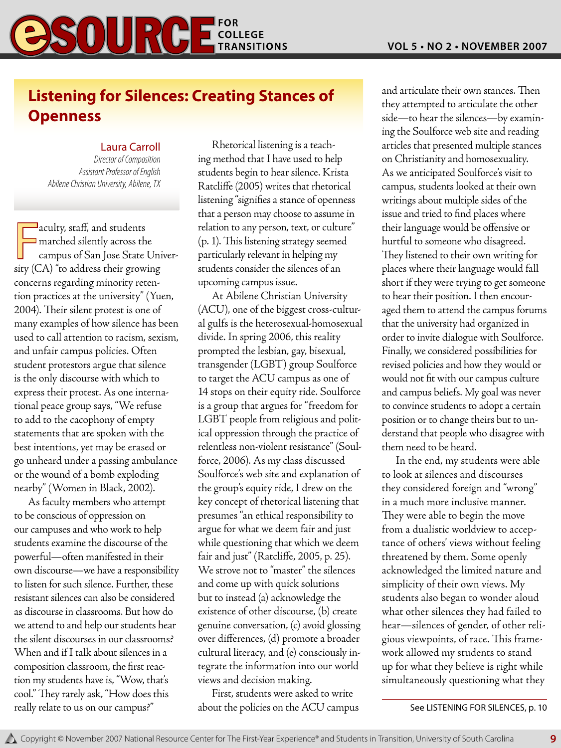## Listening for Silences: Creating Stances of Openness

Laura Carroll
*Director of Composition*
*Assistant Professor of English*
*Abilene Christian University, Abilene, TX*

Faculty, staff, and students marched silently across the campus of San Jose State University (CA) "to address their growing concerns regarding minority retention practices at the university" (Yuen, 2004). Their silent protest is one of many examples of how silence has been used to call attention to racism, sexism, and unfair campus policies. Often student protestors argue that silence is the only discourse with which to express their protest. As one international peace group says, "We refuse to add to the cacophony of empty statements that are spoken with the best intentions, yet may be erased or go unheard under a passing ambulance or the wound of a bomb exploding nearby" (Women in Black, 2002).

As faculty members who attempt to be conscious of oppression on our campuses and who work to help students examine the discourse of the powerful—often manifested in their own discourse—we have a responsibility to listen for such silence. Further, these resistant silences can also be considered as discourse in classrooms. But how do we attend to and help our students hear the silent discourses in our classrooms? When and if I talk about silences in a composition classroom, the first reaction my students have is, "Wow, that's cool." They rarely ask, "How does this really relate to us on our campus?"

Rhetorical listening is a teaching method that I have used to help students begin to hear silence. Krista Ratcliffe (2005) writes that rhetorical listening "signifies a stance of openness that a person may choose to assume in relation to any person, text, or culture" (p. 1). This listening strategy seemed particularly relevant in helping my students consider the silences of an upcoming campus issue.

At Abilene Christian University (ACU), one of the biggest cross-cultural gulfs is the heterosexual-homosexual divide. In spring 2006, this reality prompted the lesbian, gay, bisexual, transgender (LGBT) group Soulforce to target the ACU campus as one of 14 stops on their equity ride. Soulforce is a group that argues for "freedom for LGBT people from religious and political oppression through the practice of relentless non-violent resistance" (Soulforce, 2006). As my class discussed Soulforce's web site and explanation of the group's equity ride, I drew on the key concept of rhetorical listening that presumes "an ethical responsibility to argue for what we deem fair and just while questioning that which we deem fair and just" (Ratcliffe, 2005, p. 25). We strove not to "master" the silences and come up with quick solutions but to instead (a) acknowledge the existence of other discourse, (b) create genuine conversation, (c) avoid glossing over differences, (d) promote a broader cultural literacy, and (e) consciously integrate the information into our world views and decision making.

First, students were asked to write about the policies on the ACU campus and articulate their own stances. Then they attempted to articulate the other side—to hear the silences—by examining the Soulforce web site and reading articles that presented multiple stances on Christianity and homosexuality. As we anticipated Soulforce's visit to campus, students looked at their own writings about multiple sides of the issue and tried to find places where their language would be offensive or hurtful to someone who disagreed. They listened to their own writing for places where their language would fall short if they were trying to get someone to hear their position. I then encouraged them to attend the campus forums that the university had organized in order to invite dialogue with Soulforce. Finally, we considered possibilities for revised policies and how they would or would not fit with our campus culture and campus beliefs. My goal was never to convince students to adopt a certain position or to change theirs but to understand that people who disagree with them need to be heard.

In the end, my students were able to look at silences and discourses they considered foreign and "wrong" in a much more inclusive manner. They were able to begin the move from a dualistic worldview to acceptance of others' views without feeling threatened by them. Some openly acknowledged the limited nature and simplicity of their own views. My students also began to wonder aloud what other silences they had failed to hear—silences of gender, of other religious viewpoints, of race. This framework allowed my students to stand up for what they believe is right while simultaneously questioning what they

See LISTENING FOR SILENCES, p. 10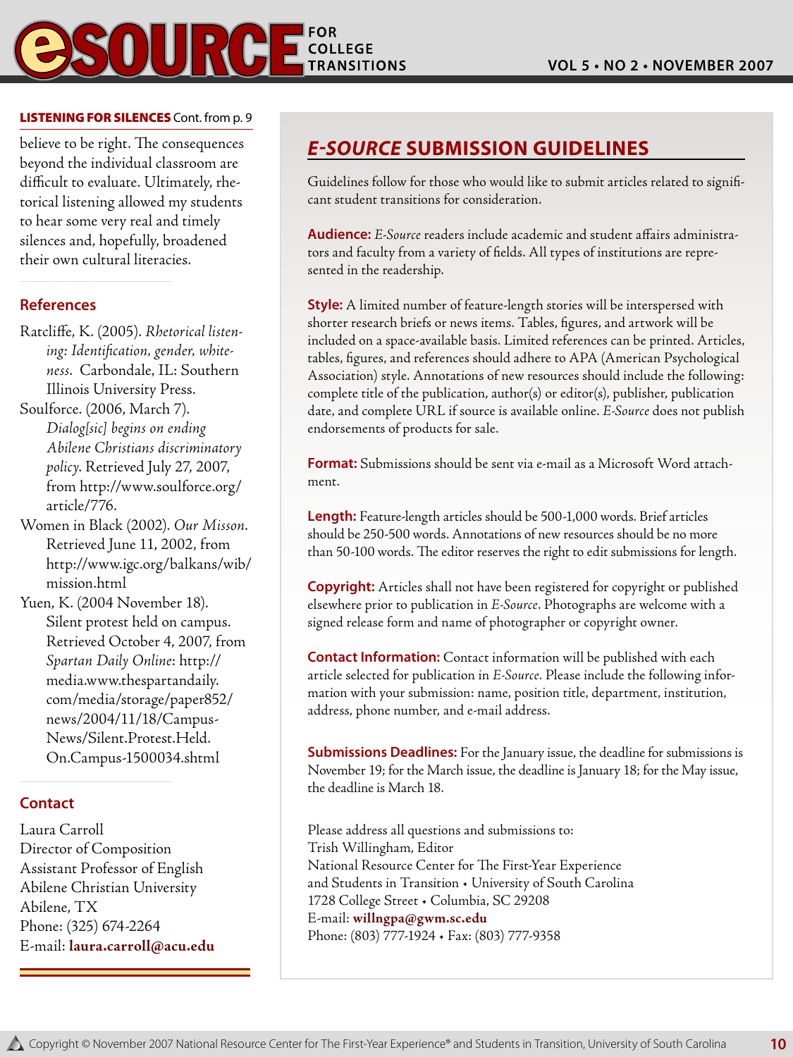**LISTENING FOR SILENCES** Cont. from p. 9

believe to be right. The consequences beyond the individual classroom are difficult to evaluate. Ultimately, rhetorical listening allowed my students to hear some very real and timely silences and, hopefully, broadened their own cultural literacies.

## References

Ratcliffe, K. (2005). *Rhetorical listening: Identification, gender, whiteness*. Carbondale, IL: Southern Illinois University Press.

Soulforce. (2006, March 7). *Dialog[sic] begins on ending Abilene Christians discriminatory policy*. Retrieved July 27, 2007, from http://www.soulforce.org/article/776.

Women in Black (2002). *Our Misson*. Retrieved June 11, 2002, from http://www.igc.org/balkans/wib/mission.html

Yuen, K. (2004 November 18). Silent protest held on campus. Retrieved October 4, 2007, from *Spartan Daily Online*: http://media.www.thespartandaily.com/media/storage/paper852/news/2004/11/18/Campus-News/Silent.Protest.Held.On.Campus-1500034.shtml

## Contact

Laura Carroll
Director of Composition
Assistant Professor of English
Abilene Christian University
Abilene, TX
Phone: (325) 674-2264
E-mail: **laura.carroll@acu.edu**

## *E-SOURCE* SUBMISSION GUIDELINES

Guidelines follow for those who would like to submit articles related to significant student transitions for consideration.

**Audience:** *E-Source* readers include academic and student affairs administrators and faculty from a variety of fields. All types of institutions are represented in the readership.

**Style:** A limited number of feature-length stories will be interspersed with shorter research briefs or news items. Tables, figures, and artwork will be included on a space-available basis. Limited references can be printed. Articles, tables, figures, and references should adhere to APA (American Psychological Association) style. Annotations of new resources should include the following: complete title of the publication, author(s) or editor(s), publisher, publication date, and complete URL if source is available online. *E-Source* does not publish endorsements of products for sale.

**Format:** Submissions should be sent via e-mail as a Microsoft Word attachment.

**Length:** Feature-length articles should be 500-1,000 words. Brief articles should be 250-500 words. Annotations of new resources should be no more than 50-100 words. The editor reserves the right to edit submissions for length.

**Copyright:** Articles shall not have been registered for copyright or published elsewhere prior to publication in *E-Source*. Photographs are welcome with a signed release form and name of photographer or copyright owner.

**Contact Information:** Contact information will be published with each article selected for publication in *E-Source*. Please include the following information with your submission: name, position title, department, institution, address, phone number, and e-mail address.

**Submissions Deadlines:** For the January issue, the deadline for submissions is November 19; for the March issue, the deadline is January 18; for the May issue, the deadline is March 18.

Please address all questions and submissions to:
Trish Willingham, Editor
National Resource Center for The First-Year Experience
and Students in Transition • University of South Carolina
1728 College Street • Columbia, SC 29208
E-mail: **willngpa@gwm.sc.edu**
Phone: (803) 777-1924 • Fax: (803) 777-9358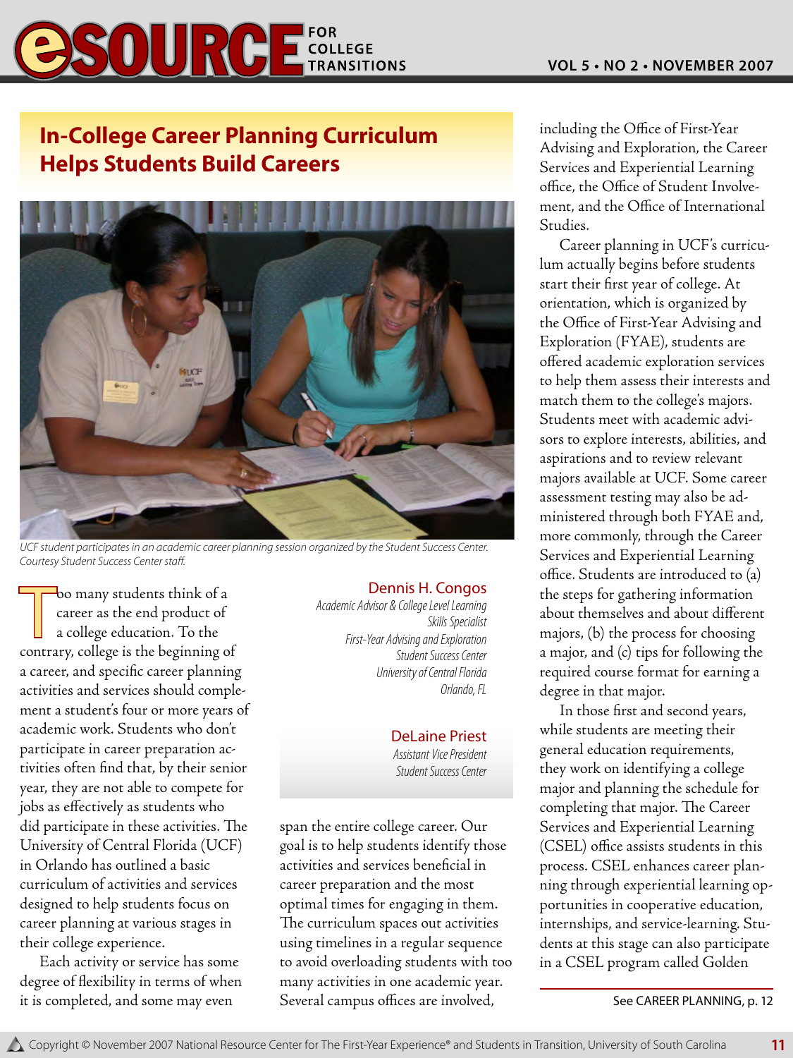# In-College Career Planning Curriculum Helps Students Build Careers

UCF student participates in an academic career planning session organized by the Student Success Center. Courtesy Student Success Center staff.

**Dennis H. Congos**
*Academic Advisor & College Level Learning Skills Specialist*
*First-Year Advising and Exploration*
*Student Success Center*
*University of Central Florida*
*Orlando, FL*

**DeLaine Priest**
*Assistant Vice President*
*Student Success Center*

Too many students think of a career as the end product of a college education. To the contrary, college is the beginning of a career, and specific career planning activities and services should complement a student's four or more years of academic work. Students who don't participate in career preparation activities often find that, by their senior year, they are not able to compete for jobs as effectively as students who did participate in these activities. The University of Central Florida (UCF) in Orlando has outlined a basic curriculum of activities and services designed to help students focus on career planning at various stages in their college experience.

Each activity or service has some degree of flexibility in terms of when it is completed, and some may even span the entire college career. Our goal is to help students identify those activities and services beneficial in career preparation and the most optimal times for engaging in them. The curriculum spaces out activities using timelines in a regular sequence to avoid overloading students with too many activities in one academic year. Several campus offices are involved, including the Office of First-Year Advising and Exploration, the Career Services and Experiential Learning office, the Office of Student Involvement, and the Office of International Studies.

Career planning in UCF's curriculum actually begins before students start their first year of college. At orientation, which is organized by the Office of First-Year Advising and Exploration (FYAE), students are offered academic exploration services to help them assess their interests and match them to the college's majors. Students meet with academic advisors to explore interests, abilities, and aspirations and to review relevant majors available at UCF. Some career assessment testing may also be administered through both FYAE and, more commonly, through the Career Services and Experiential Learning office. Students are introduced to (a) the steps for gathering information about themselves and about different majors, (b) the process for choosing a major, and (c) tips for following the required course format for earning a degree in that major.

In those first and second years, while students are meeting their general education requirements, they work on identifying a college major and planning the schedule for completing that major. The Career Services and Experiential Learning (CSEL) office assists students in this process. CSEL enhances career planning through experiential learning opportunities in cooperative education, internships, and service-learning. Students at this stage can also participate in a CSEL program called Golden

See CAREER PLANNING, p. 12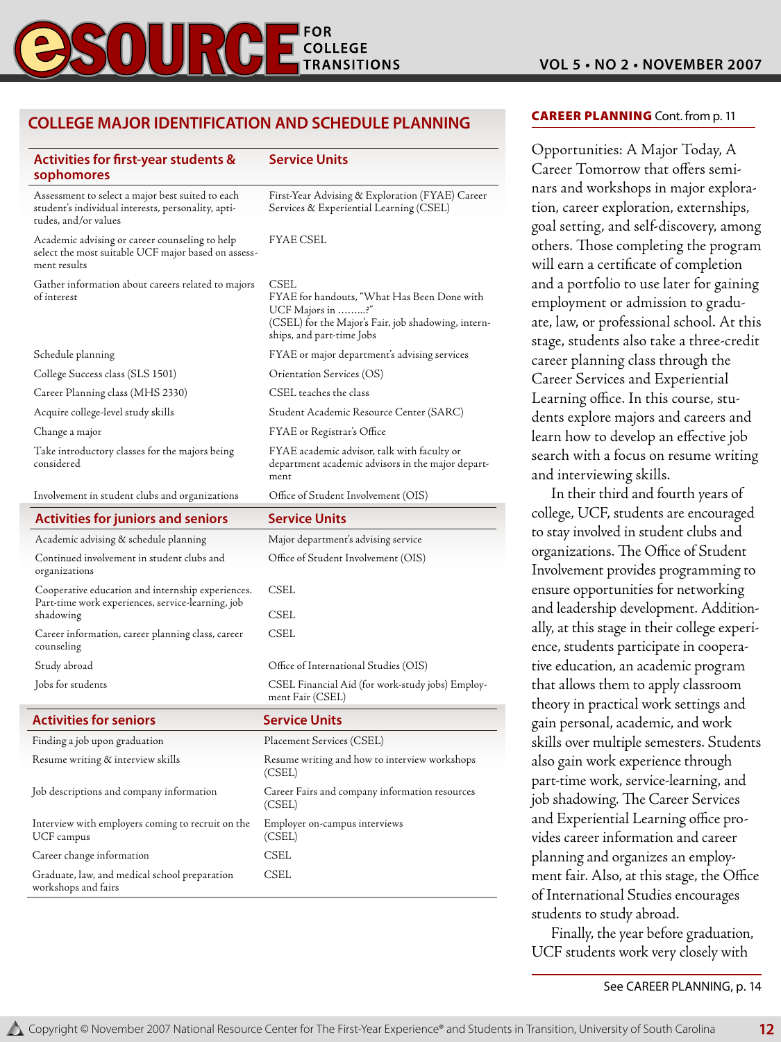## COLLEGE MAJOR IDENTIFICATION AND SCHEDULE PLANNING

| Activities for first-year students & sophomores | Service Units |
|---|---|
| Assessment to select a major best suited to each student's individual interests, personality, aptitudes, and/or values | First-Year Advising & Exploration (FYAE) Career Services & Experiential Learning (CSEL) |
| Academic advising or career counseling to help select the most suitable UCF major based on assessment results | FYAE CSEL |
| Gather information about careers related to majors of interest | CSEL<br>FYAE for handouts, "What Has Been Done with UCF Majors in ………?"<br>(CSEL) for the Major's Fair, job shadowing, internships, and part-time Jobs |
| Schedule planning | FYAE or major department's advising services |
| College Success class (SLS 1501) | Orientation Services (OS) |
| Career Planning class (MHS 2330) | CSEL teaches the class |
| Acquire college-level study skills | Student Academic Resource Center (SARC) |
| Change a major | FYAE or Registrar's Office |
| Take introductory classes for the majors being considered | FYAE academic advisor, talk with faculty or department academic advisors in the major department |
| Involvement in student clubs and organizations | Office of Student Involvement (OIS) |

| Activities for juniors and seniors | Service Units |
|---|---|
| Academic advising & schedule planning | Major department's advising service |
| Continued involvement in student clubs and organizations | Office of Student Involvement (OIS) |
| Cooperative education and internship experiences. | CSEL |
| Part-time work experiences, service-learning, job shadowing | CSEL |
| Career information, career planning class, career counseling | CSEL |
| Study abroad | Office of International Studies (OIS) |
| Jobs for students | CSEL Financial Aid (for work-study jobs) Employment Fair (CSEL) |

| Activities for seniors | Service Units |
|---|---|
| Finding a job upon graduation | Placement Services (CSEL) |
| Resume writing & interview skills | Resume writing and how to interview workshops (CSEL) |
| Job descriptions and company information | Career Fairs and company information resources (CSEL) |
| Interview with employers coming to recruit on the UCF campus | Employer on-campus interviews (CSEL) |
| Career change information | CSEL |
| Graduate, law, and medical school preparation workshops and fairs | CSEL |

**CAREER PLANNING** Cont. from p. 11

Opportunities: A Major Today, A Career Tomorrow that offers seminars and workshops in major exploration, career exploration, externships, goal setting, and self-discovery, among others. Those completing the program will earn a certificate of completion and a portfolio to use later for gaining employment or admission to graduate, law, or professional school. At this stage, students also take a three-credit career planning class through the Career Services and Experiential Learning office. In this course, students explore majors and careers and learn how to develop an effective job search with a focus on resume writing and interviewing skills.

In their third and fourth years of college, UCF, students are encouraged to stay involved in student clubs and organizations. The Office of Student Involvement provides programming to ensure opportunities for networking and leadership development. Additionally, at this stage in their college experience, students participate in cooperative education, an academic program that allows them to apply classroom theory in practical work settings and gain personal, academic, and work skills over multiple semesters. Students also gain work experience through part-time work, service-learning, and job shadowing. The Career Services and Experiential Learning office provides career information and career planning and organizes an employment fair. Also, at this stage, the Office of International Studies encourages students to study abroad.

Finally, the year before graduation, UCF students work very closely with

See CAREER PLANNING, p. 14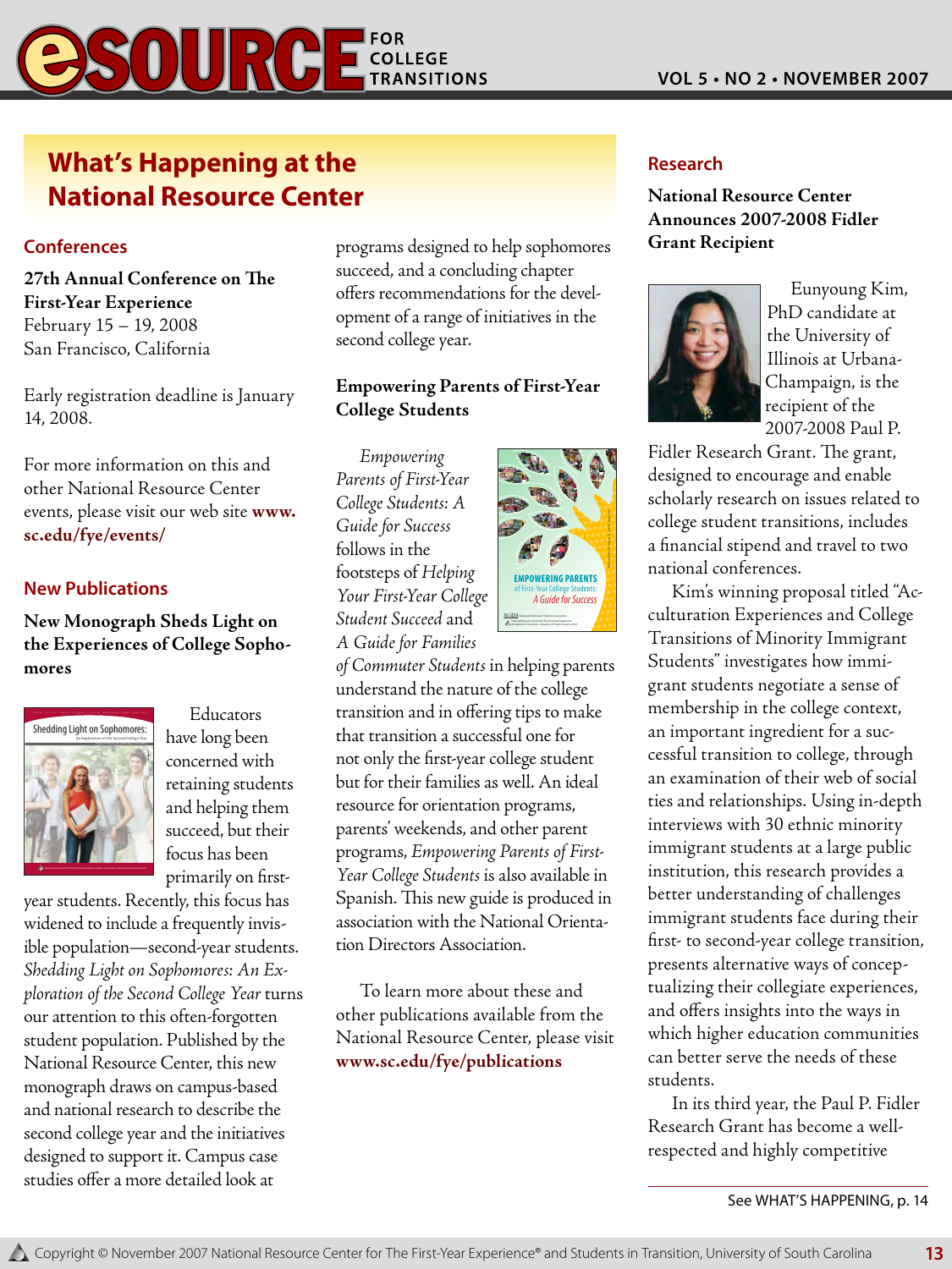# What's Happening at the National Resource Center

## Conferences

**27th Annual Conference on The First-Year Experience**
February 15 – 19, 2008
San Francisco, California

Early registration deadline is January 14, 2008.

For more information on this and other National Resource Center events, please visit our web site **www.sc.edu/fye/events/**

## New Publications

**New Monograph Sheds Light on the Experiences of College Sophomores**

Educators have long been concerned with retaining students and helping them succeed, but their focus has been primarily on first-year students. Recently, this focus has widened to include a frequently invisible population—second-year students. *Shedding Light on Sophomores: An Exploration of the Second College Year* turns our attention to this often-forgotten student population. Published by the National Resource Center, this new monograph draws on campus-based and national research to describe the second college year and the initiatives designed to support it. Campus case studies offer a more detailed look at programs designed to help sophomores succeed, and a concluding chapter offers recommendations for the development of a range of initiatives in the second college year.

**Empowering Parents of First-Year College Students**

*Empowering Parents of First-Year College Students: A Guide for Success* follows in the footsteps of *Helping Your First-Year College Student Succeed* and *A Guide for Families of Commuter Students* in helping parents understand the nature of the college transition and in offering tips to make that transition a successful one for not only the first-year college student but for their families as well. An ideal resource for orientation programs, parents' weekends, and other parent programs, *Empowering Parents of First-Year College Students* is also available in Spanish. This new guide is produced in association with the National Orientation Directors Association.

To learn more about these and other publications available from the National Resource Center, please visit **www.sc.edu/fye/publications**

## Research

**National Resource Center Announces 2007-2008 Fidler Grant Recipient**

Eunyoung Kim, PhD candidate at the University of Illinois at Urbana-Champaign, is the recipient of the 2007-2008 Paul P. Fidler Research Grant. The grant, designed to encourage and enable scholarly research on issues related to college student transitions, includes a financial stipend and travel to two national conferences.

Kim's winning proposal titled "Acculturation Experiences and College Transitions of Minority Immigrant Students" investigates how immigrant students negotiate a sense of membership in the college context, an important ingredient for a successful transition to college, through an examination of their web of social ties and relationships. Using in-depth interviews with 30 ethnic minority immigrant students at a large public institution, this research provides a better understanding of challenges immigrant students face during their first- to second-year college transition, presents alternative ways of conceptualizing their collegiate experiences, and offers insights into the ways in which higher education communities can better serve the needs of these students.

In its third year, the Paul P. Fidler Research Grant has become a well-respected and highly competitive

See WHAT'S HAPPENING, p. 14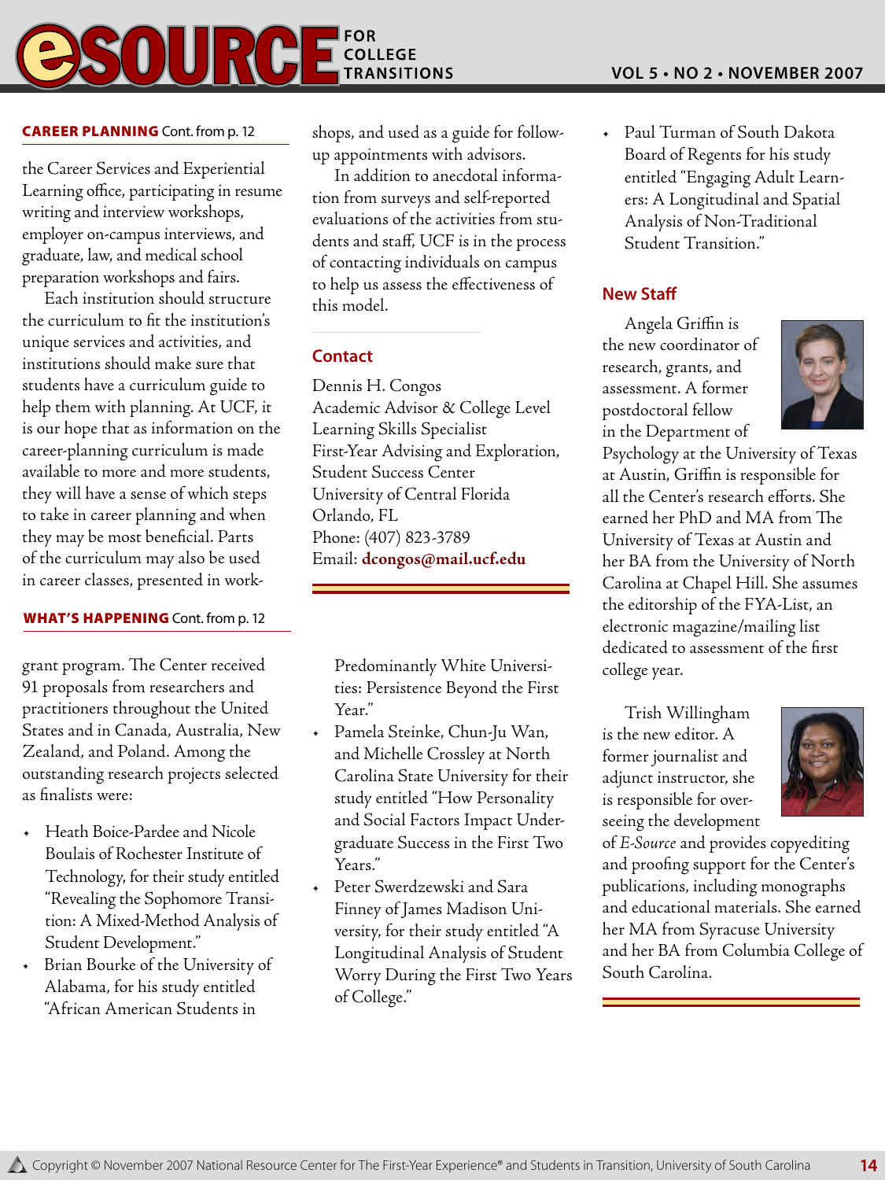**CAREER PLANNING** Cont. from p. 12

the Career Services and Experiential Learning office, participating in resume writing and interview workshops, employer on-campus interviews, and graduate, law, and medical school preparation workshops and fairs.

Each institution should structure the curriculum to fit the institution's unique services and activities, and institutions should make sure that students have a curriculum guide to help them with planning. At UCF, it is our hope that as information on the career-planning curriculum is made available to more and more students, they will have a sense of which steps to take in career planning and when they may be most beneficial. Parts of the curriculum may also be used in career classes, presented in workshops, and used as a guide for follow-up appointments with advisors.

In addition to anecdotal information from surveys and self-reported evaluations of the activities from students and staff, UCF is in the process of contacting individuals on campus to help us assess the effectiveness of this model.

## Contact

Dennis H. Congos
Academic Advisor & College Level Learning Skills Specialist
First-Year Advising and Exploration, Student Success Center
University of Central Florida
Orlando, FL
Phone: (407) 823-3789
Email: **dcongos@mail.ucf.edu**

**WHAT'S HAPPENING** Cont. from p. 12

grant program. The Center received 91 proposals from researchers and practitioners throughout the United States and in Canada, Australia, New Zealand, and Poland. Among the outstanding research projects selected as finalists were:

- Heath Boice-Pardee and Nicole Boulais of Rochester Institute of Technology, for their study entitled "Revealing the Sophomore Transition: A Mixed-Method Analysis of Student Development."
- Brian Bourke of the University of Alabama, for his study entitled "African American Students in Predominantly White Universities: Persistence Beyond the First Year."
- Pamela Steinke, Chun-Ju Wan, and Michelle Crossley at North Carolina State University for their study entitled "How Personality and Social Factors Impact Undergraduate Success in the First Two Years."
- Peter Swerdzewski and Sara Finney of James Madison University, for their study entitled "A Longitudinal Analysis of Student Worry During the First Two Years of College."
- Paul Turman of South Dakota Board of Regents for his study entitled "Engaging Adult Learners: A Longitudinal and Spatial Analysis of Non-Traditional Student Transition."

## New Staff

Angela Griffin is the new coordinator of research, grants, and assessment. A former postdoctoral fellow in the Department of Psychology at the University of Texas at Austin, Griffin is responsible for all the Center's research efforts. She earned her PhD and MA from The University of Texas at Austin and her BA from the University of North Carolina at Chapel Hill. She assumes the editorship of the FYA-List, an electronic magazine/mailing list dedicated to assessment of the first college year.

Trish Willingham is the new editor. A former journalist and adjunct instructor, she is responsible for overseeing the development of *E-Source* and provides copyediting and proofing support for the Center's publications, including monographs and educational materials. She earned her MA from Syracuse University and her BA from Columbia College of South Carolina.